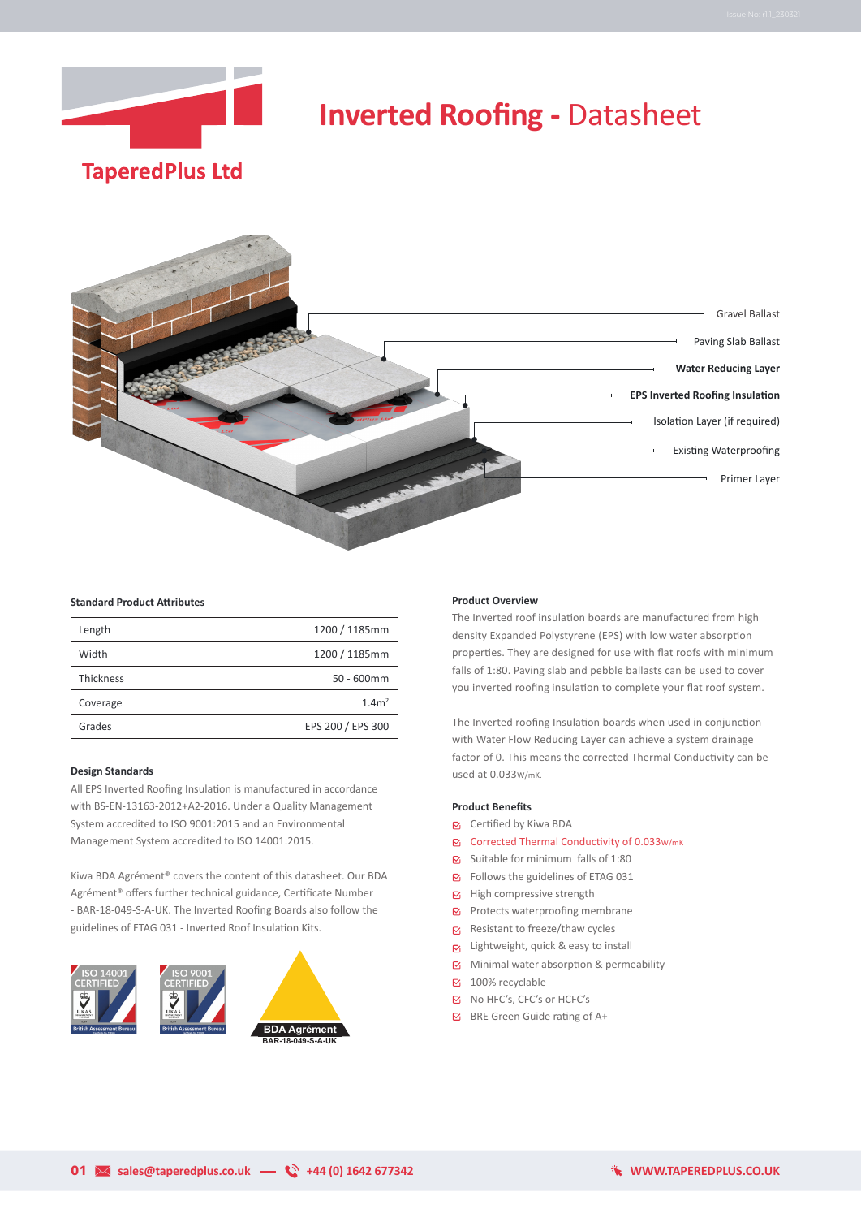TaperedPlus Ltd

# Inverted Roofing - Datasheet

Gravel Ballast

Paving Slab Ballast

**Water Reducing Layer**

**EPS Inverted Roofing Insulation**

Isolation Layer (if required)

Existing Waterproofing

Primer Layer

### Standard Product Attributes

| | |
|---|---|
| Length | 1200 / 1185mm |
| Width | 1200 / 1185mm |
| Thickness | 50 - 600mm |
| Coverage | $1.4m^2$ |
| Grades | EPS 200 / EPS 300 |

### Design Standards

All EPS Inverted Roofing Insulation is manufactured in accordance with BS-EN-13163-2012+A2-2016. Under a Quality Management System accredited to ISO 9001:2015 and an Environmental Management System accredited to ISO 14001:2015.

Kiwa BDA Agrément® covers the content of this datasheet. Our BDA Agrément® offers further technical guidance, Certificate Number - BAR-18-049-S-A-UK. The Inverted Roofing Boards also follow the guidelines of ETAG 031 - Inverted Roof Insulation Kits.

ISO 14001 CERTIFIED — British Assessment Bureau

ISO 9001 CERTIFIED — British Assessment Bureau

BDA Agrément BAR-18-049-S-A-UK

### Product Overview

The Inverted roof insulation boards are manufactured from high density Expanded Polystyrene (EPS) with low water absorption properties. They are designed for use with flat roofs with minimum falls of 1:80. Paving slab and pebble ballasts can be used to cover you inverted roofing insulation to complete your flat roof system.

The Inverted roofing Insulation boards when used in conjunction with Water Flow Reducing Layer can achieve a system drainage factor of 0. This means the corrected Thermal Conductivity can be used at 0.033W/mK.

### Product Benefits

- Certified by Kiwa BDA
- Corrected Thermal Conductivity of 0.033W/mK
- Suitable for minimum falls of 1:80
- Follows the guidelines of ETAG 031
- High compressive strength
- Protects waterproofing membrane
- Resistant to freeze/thaw cycles
- Lightweight, quick & easy to install
- Minimal water absorption & permeability
- 100% recyclable
- No HFC's, CFC's or HCFC's
- BRE Green Guide rating of A+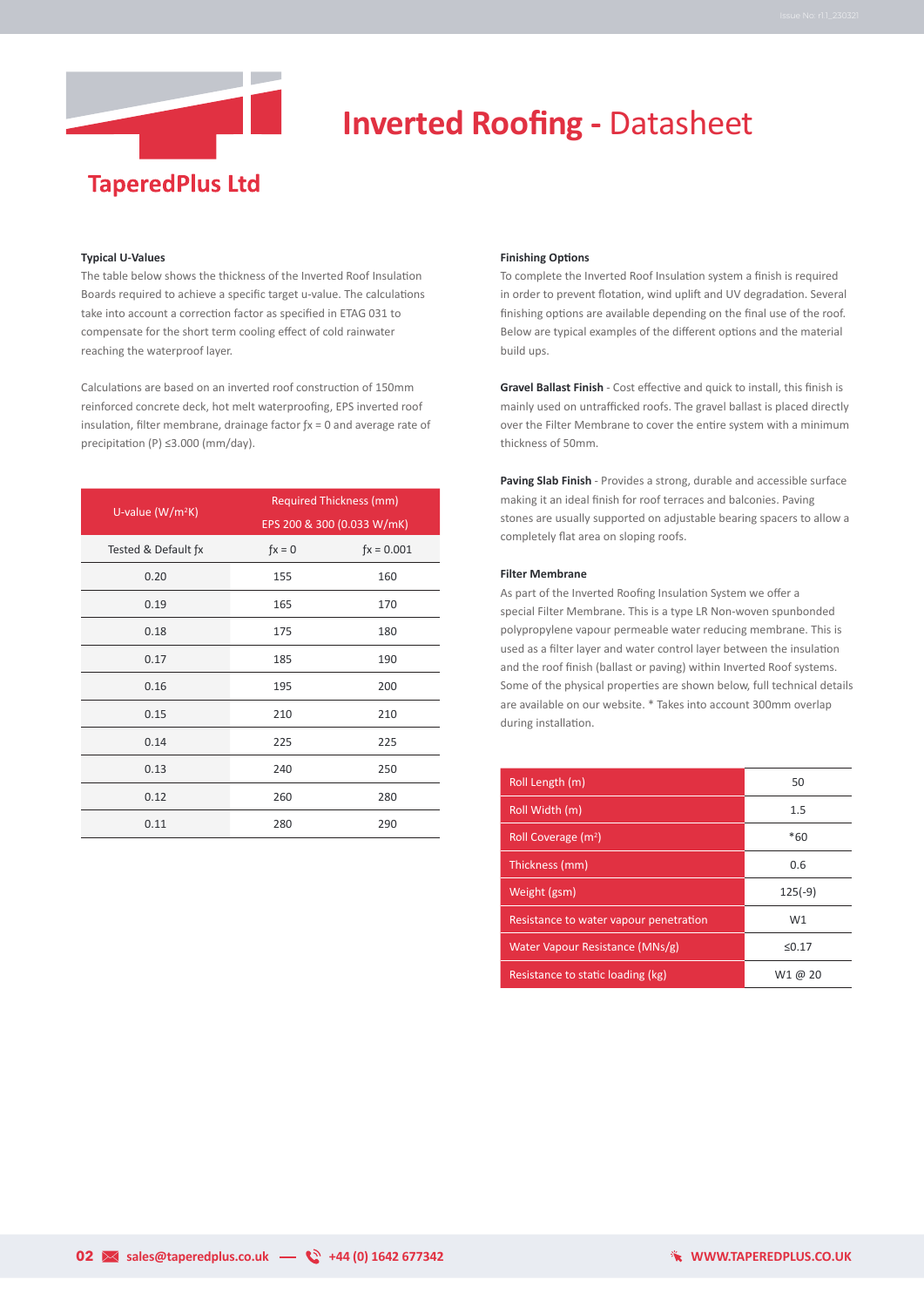# Inverted Roofing - Datasheet

TaperedPlus Ltd

### Typical U-Values

The table below shows the thickness of the Inverted Roof Insulation Boards required to achieve a specific target u-value. The calculations take into account a correction factor as specified in ETAG 031 to compensate for the short term cooling effect of cold rainwater reaching the waterproof layer.

Calculations are based on an inverted roof construction of 150mm reinforced concrete deck, hot melt waterproofing, EPS inverted roof insulation, filter membrane, drainage factor $fx = 0$ and average rate of precipitation (P) ≤3.000 (mm/day).

| U-value (W/m²K) | Required Thickness (mm) EPS 200 & 300 (0.033 W/mK) | |
|---|---|---|
| Tested & Default $fx$ | $fx = 0$ | $fx = 0.001$ |
| 0.20 | 155 | 160 |
| 0.19 | 165 | 170 |
| 0.18 | 175 | 180 |
| 0.17 | 185 | 190 |
| 0.16 | 195 | 200 |
| 0.15 | 210 | 210 |
| 0.14 | 225 | 225 |
| 0.13 | 240 | 250 |
| 0.12 | 260 | 280 |
| 0.11 | 280 | 290 |

### Finishing Options

To complete the Inverted Roof Insulation system a finish is required in order to prevent flotation, wind uplift and UV degradation. Several finishing options are available depending on the final use of the roof. Below are typical examples of the different options and the material build ups.

**Gravel Ballast Finish** - Cost effective and quick to install, this finish is mainly used on untrafficked roofs. The gravel ballast is placed directly over the Filter Membrane to cover the entire system with a minimum thickness of 50mm.

**Paving Slab Finish** - Provides a strong, durable and accessible surface making it an ideal finish for roof terraces and balconies. Paving stones are usually supported on adjustable bearing spacers to allow a completely flat area on sloping roofs.

### Filter Membrane

As part of the Inverted Roofing Insulation System we offer a special Filter Membrane. This is a type LR Non-woven spunbonded polypropylene vapour permeable water reducing membrane. This is used as a filter layer and water control layer between the insulation and the roof finish (ballast or paving) within Inverted Roof systems. Some of the physical properties are shown below, full technical details are available on our website. * Takes into account 300mm overlap during installation.

| Property | Value |
|---|---|
| Roll Length (m) | 50 |
| Roll Width (m) | 1.5 |
| Roll Coverage (m²) | *60 |
| Thickness (mm) | 0.6 |
| Weight (gsm) | 125(-9) |
| Resistance to water vapour penetration | W1 |
| Water Vapour Resistance (MNs/g) | ≤0.17 |
| Resistance to static loading (kg) | W1 @ 20 |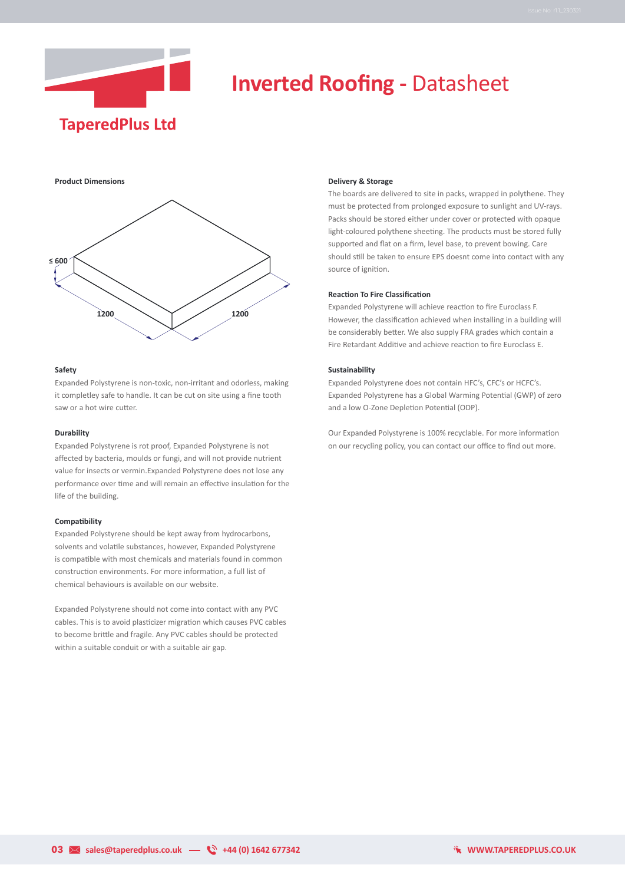TaperedPlus Ltd

# Inverted Roofing - Datasheet

**Product Dimensions**

≤ 600

1200

1200

**Safety**

Expanded Polystyrene is non-toxic, non-irritant and odorless, making it completley safe to handle. It can be cut on site using a fine tooth saw or a hot wire cutter.

**Durability**

Expanded Polystyrene is rot proof, Expanded Polystyrene is not affected by bacteria, moulds or fungi, and will not provide nutrient value for insects or vermin.Expanded Polystyrene does not lose any performance over time and will remain an effective insulation for the life of the building.

**Compatibility**

Expanded Polystyrene should be kept away from hydrocarbons, solvents and volatile substances, however, Expanded Polystyrene is compatible with most chemicals and materials found in common construction environments. For more information, a full list of chemical behaviours is available on our website.

Expanded Polystyrene should not come into contact with any PVC cables. This is to avoid plasticizer migration which causes PVC cables to become brittle and fragile. Any PVC cables should be protected within a suitable conduit or with a suitable air gap.

**Delivery & Storage**

The boards are delivered to site in packs, wrapped in polythene. They must be protected from prolonged exposure to sunlight and UV-rays. Packs should be stored either under cover or protected with opaque light-coloured polythene sheeting. The products must be stored fully supported and flat on a firm, level base, to prevent bowing. Care should still be taken to ensure EPS doesnt come into contact with any source of ignition.

**Reaction To Fire Classification**

Expanded Polystyrene will achieve reaction to fire Euroclass F. However, the classification achieved when installing in a building will be considerably better. We also supply FRA grades which contain a Fire Retardant Additive and achieve reaction to fire Euroclass E.

**Sustainability**

Expanded Polystyrene does not contain HFC's, CFC's or HCFC's. Expanded Polystyrene has a Global Warming Potential (GWP) of zero and a low O-Zone Depletion Potential (ODP).

Our Expanded Polystyrene is 100% recyclable. For more information on our recycling policy, you can contact our office to find out more.

sales@taperedplus.co.uk — +44 (0) 1642 677342 WWW.TAPEREDPLUS.CO.UK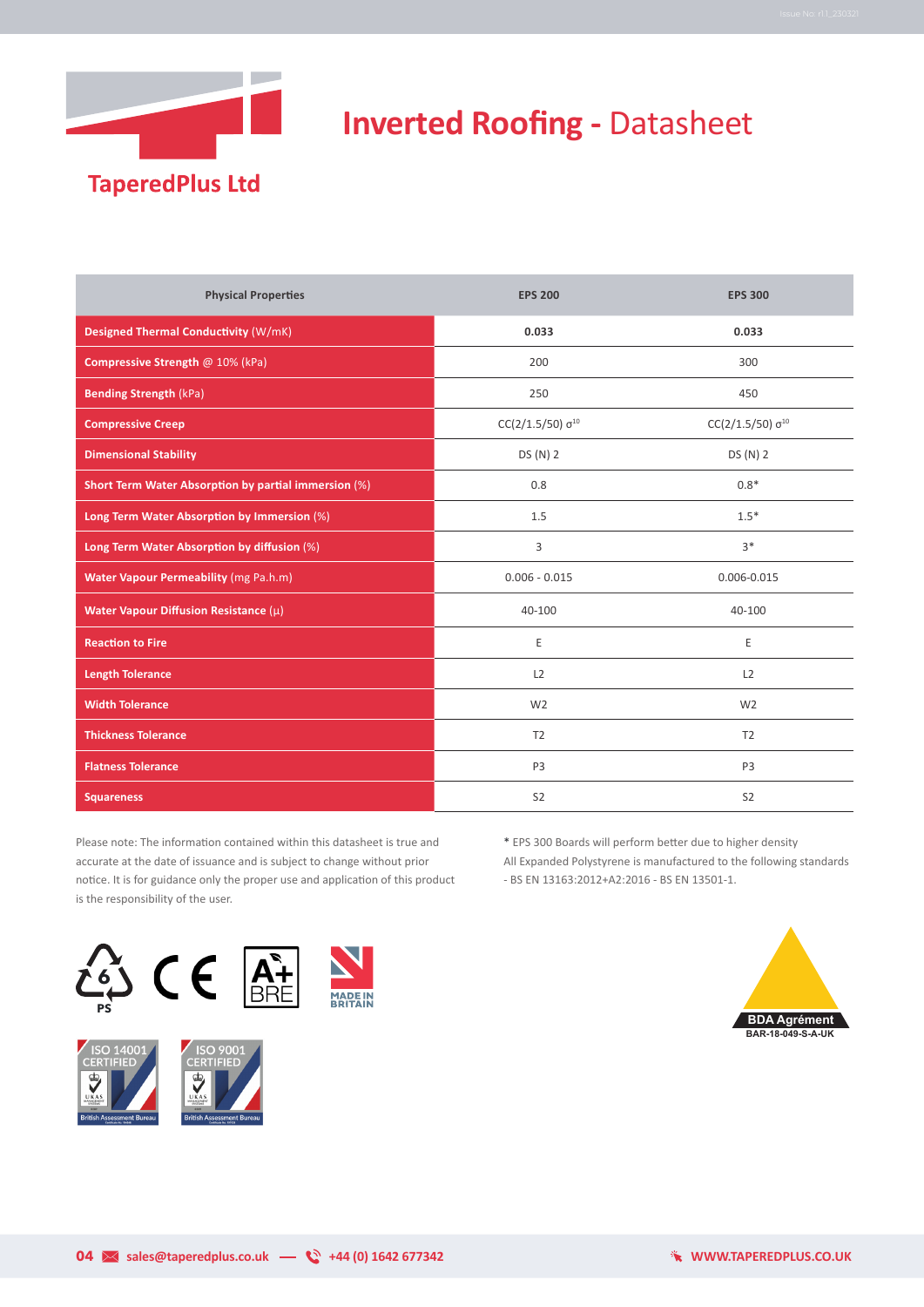TaperedPlus Ltd

# Inverted Roofing - Datasheet

| Physical Properties | EPS 200 | EPS 300 |
|---|---|---|
| **Designed Thermal Conductivity** (W/mK) | **0.033** | **0.033** |
| **Compressive Strength** @ 10% (kPa) | 200 | 300 |
| **Bending Strength** (kPa) | 250 | 450 |
| **Compressive Creep** | CC(2/1.5/50) $\sigma^{10}$ | CC(2/1.5/50) $\sigma^{10}$ |
| **Dimensional Stability** | DS (N) 2 | DS (N) 2 |
| **Short Term Water Absorption by partial immersion** (%) | 0.8 | 0.8* |
| **Long Term Water Absorption by Immersion** (%) | 1.5 | 1.5* |
| **Long Term Water Absorption by diffusion** (%) | 3 | 3* |
| **Water Vapour Permeability** (mg Pa.h.m) | 0.006 - 0.015 | 0.006-0.015 |
| **Water Vapour Diffusion Resistance** (µ) | 40-100 | 40-100 |
| **Reaction to Fire** | E | E |
| **Length Tolerance** | L2 | L2 |
| **Width Tolerance** | W2 | W2 |
| **Thickness Tolerance** | T2 | T2 |
| **Flatness Tolerance** | P3 | P3 |
| **Squareness** | S2 | S2 |

Please note: The information contained within this datasheet is true and accurate at the date of issuance and is subject to change without prior notice. It is for guidance only the proper use and application of this product is the responsibility of the user.

* EPS 300 Boards will perform better due to higher density
All Expanded Polystyrene is manufactured to the following standards - BS EN 13163:2012+A2:2016 - BS EN 13501-1.

PS

MADE IN BRITAIN

ISO 14001 CERTIFIED

ISO 9001 CERTIFIED

BDA Agrément
BAR-18-049-S-A-UK

sales@taperedplus.co.uk — +44 (0) 1642 677342 WWW.TAPEREDPLUS.CO.UK